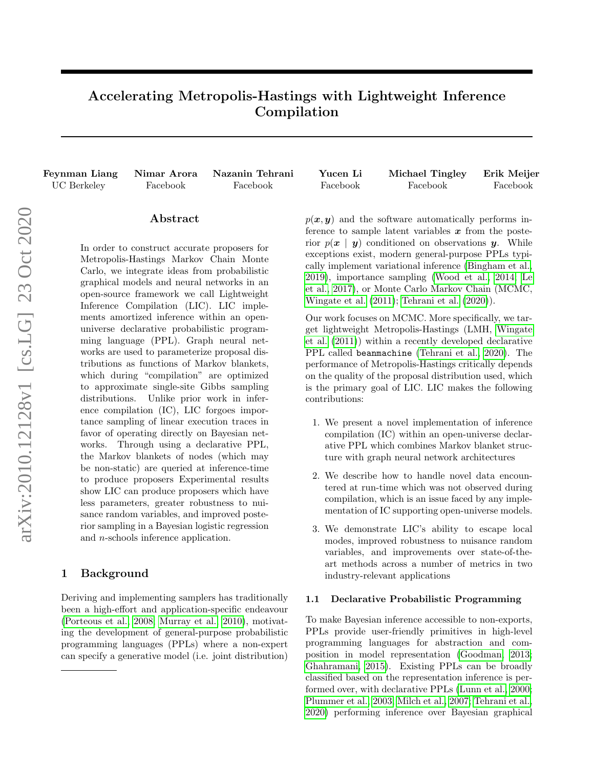# Accelerating Metropolis-Hastings with Lightweight Inference Compilation

**Feynman Liang** (UC Berkeley), **Nimar Arora** (Facebook), **Nazanin Tehrani** (Facebook), **Yucen Li** (Facebook), **Michael Tingley** (Facebook), **Erik Meijer** (Facebook)

## Abstract

In order to construct accurate proposers for Metropolis-Hastings Markov Chain Monte Carlo, we integrate ideas from probabilistic graphical models and neural networks in an open-source framework we call Lightweight Inference Compilation (LIC). LIC implements amortized inference within an open-universe declarative probabilistic programming language (PPL). Graph neural networks are used to parameterize proposal distributions as functions of Markov blankets, which during "compilation" are optimized to approximate single-site Gibbs sampling distributions. Unlike prior work in inference compilation (IC), LIC forgoes importance sampling of linear execution traces in favor of operating directly on Bayesian networks. Through using a declarative PPL, the Markov blankets of nodes (which may be non-static) are queried at inference-time to produce proposers Experimental results show LIC can produce proposers which have less parameters, greater robustness to nuisance random variables, and improved posterior sampling in a Bayesian logistic regression and $n$-schools inference application.

## 1 Background

Deriving and implementing samplers has traditionally been a high-effort and application-specific endeavour (Porteous et al., 2008; Murray et al., 2010), motivating the development of general-purpose probabilistic programming languages (PPLs) where a non-expert can specify a generative model (i.e. joint distribution) $p(\boldsymbol{x}, \boldsymbol{y})$ and the software automatically performs inference to sample latent variables $\boldsymbol{x}$ from the posterior $p(\boldsymbol{x} \mid \boldsymbol{y})$ conditioned on observations $\boldsymbol{y}$. While exceptions exist, modern general-purpose PPLs typically implement variational inference (Bingham et al., 2019), importance sampling (Wood et al., 2014; Le et al., 2017), or Monte Carlo Markov Chain (MCMC, Wingate et al. (2011); Tehrani et al. (2020)).

Our work focuses on MCMC. More specifically, we target lightweight Metropolis-Hastings (LMH, Wingate et al. (2011)) within a recently developed declarative PPL called `beanmachine` (Tehrani et al., 2020). The performance of Metropolis-Hastings critically depends on the quality of the proposal distribution used, which is the primary goal of LIC. LIC makes the following contributions:

1. We present a novel implementation of inference compilation (IC) within an open-universe declarative PPL which combines Markov blanket structure with graph neural network architectures
2. We describe how to handle novel data encountered at run-time which was not observed during compilation, which is an issue faced by any implementation of IC supporting open-universe models.
3. We demonstrate LIC's ability to escape local modes, improved robustness to nuisance random variables, and improvements over state-of-the-art methods across a number of metrics in two industry-relevant applications

### 1.1 Declarative Probabilistic Programming

To make Bayesian inference accessible to non-exports, PPLs provide user-friendly primitives in high-level programming languages for abstraction and composition in model representation (Goodman, 2013; Ghahramani, 2015). Existing PPLs can be broadly classified based on the representation inference is performed over, with declarative PPLs (Lunn et al., 2000; Plummer et al., 2003; Milch et al., 2007; Tehrani et al., 2020) performing inference over Bayesian graphical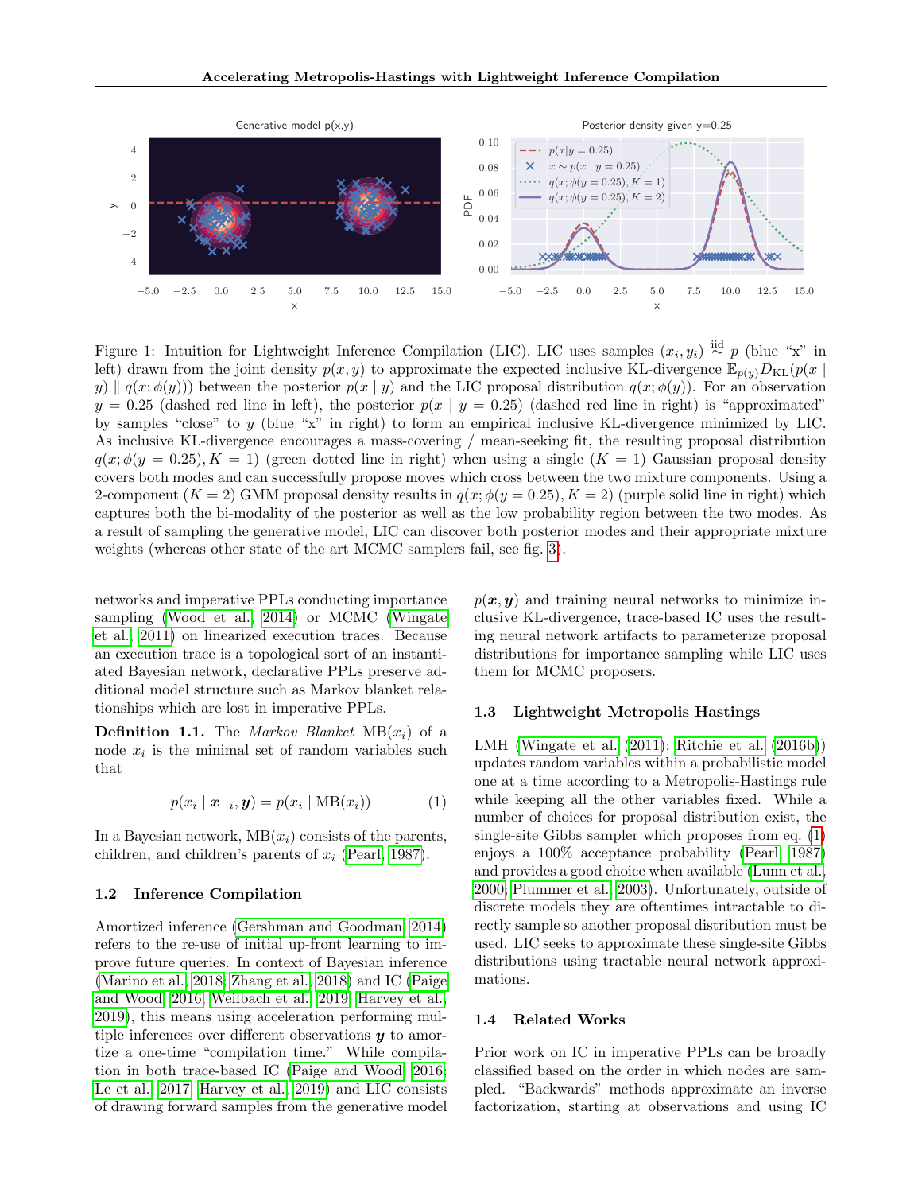Figure 1: Intuition for Lightweight Inference Compilation (LIC). LIC uses samples $(x_i, y_i) \overset{\text{iid}}{\sim} p$ (blue "x" in left) drawn from the joint density $p(x, y)$ to approximate the expected inclusive KL-divergence $\mathbb{E}_{p(y)} D_{\text{KL}}(p(x \mid y) \parallel q(x; \phi(y)))$ between the posterior $p(x \mid y)$ and the LIC proposal distribution $q(x; \phi(y))$. For an observation $y = 0.25$ (dashed red line in left), the posterior $p(x \mid y = 0.25)$ (dashed red line in right) is "approximated" by samples "close" to $y$ (blue "x" in right) to form an empirical inclusive KL-divergence minimized by LIC. As inclusive KL-divergence encourages a mass-covering / mean-seeking fit, the resulting proposal distribution $q(x; \phi(y = 0.25), K = 1)$ (green dotted line in right) when using a single ($K = 1$) Gaussian proposal density covers both modes and can successfully propose moves which cross between the two mixture components. Using a 2-component ($K = 2$) GMM proposal density results in $q(x; \phi(y = 0.25), K = 2)$ (purple solid line in right) which captures both the bi-modality of the posterior as well as the low probability region between the two modes. As a result of sampling the generative model, LIC can discover both posterior modes and their appropriate mixture weights (whereas other state of the art MCMC samplers fail, see fig. 3).

networks and imperative PPLs conducting importance sampling (Wood et al., 2014) or MCMC (Wingate et al., 2011) on linearized execution traces. Because an execution trace is a topological sort of an instantiated Bayesian network, declarative PPLs preserve additional model structure such as Markov blanket relationships which are lost in imperative PPLs.

**Definition 1.1.** The *Markov Blanket* $\text{MB}(x_i)$ of a node $x_i$ is the minimal set of random variables such that

$$p(x_i \mid \boldsymbol{x}_{-i}, \boldsymbol{y}) = p(x_i \mid \text{MB}(x_i)) \tag{1}$$

In a Bayesian network, $\text{MB}(x_i)$ consists of the parents, children, and children's parents of $x_i$ (Pearl, 1987).

### 1.2 Inference Compilation

Amortized inference (Gershman and Goodman, 2014) refers to the re-use of initial up-front learning to improve future queries. In context of Bayesian inference (Marino et al., 2018; Zhang et al., 2018) and IC (Paige and Wood, 2016; Weilbach et al., 2019; Harvey et al., 2019), this means using acceleration performing multiple inferences over different observations $\boldsymbol{y}$ to amortize a one-time "compilation time." While compilation in both trace-based IC (Paige and Wood, 2016; Le et al., 2017; Harvey et al., 2019) and LIC consists of drawing forward samples from the generative model $p(\boldsymbol{x}, \boldsymbol{y})$ and training neural networks to minimize inclusive KL-divergence, trace-based IC uses the resulting neural network artifacts to parameterize proposal distributions for importance sampling while LIC uses them for MCMC proposers.

### 1.3 Lightweight Metropolis Hastings

LMH (Wingate et al. (2011); Ritchie et al. (2016b)) updates random variables within a probabilistic model one at a time according to a Metropolis-Hastings rule while keeping all the other variables fixed. While a number of choices for proposal distribution exist, the single-site Gibbs sampler which proposes from eq. (1) enjoys a 100% acceptance probability (Pearl, 1987) and provides a good choice when available (Lunn et al., 2000; Plummer et al., 2003). Unfortunately, outside of discrete models they are oftentimes intractable to directly sample so another proposal distribution must be used. LIC seeks to approximate these single-site Gibbs distributions using tractable neural network approximations.

### 1.4 Related Works

Prior work on IC in imperative PPLs can be broadly classified based on the order in which nodes are sampled. "Backwards" methods approximate an inverse factorization, starting at observations and using IC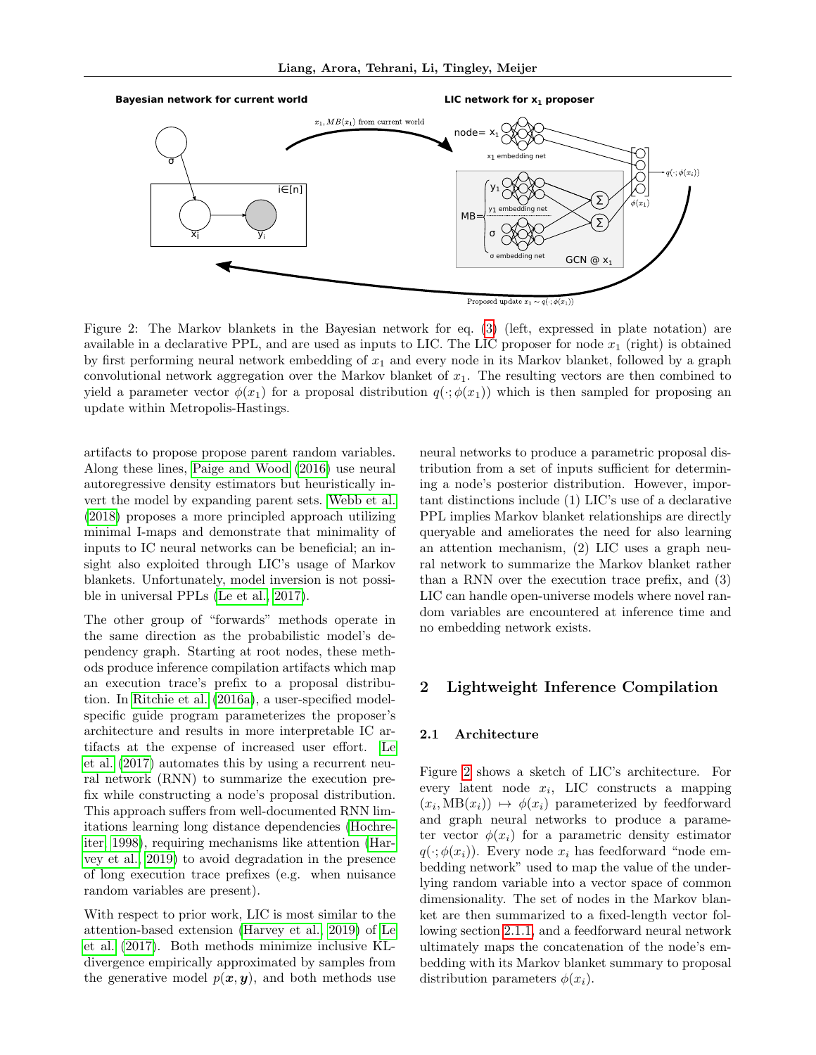Figure 2: The Markov blankets in the Bayesian network for eq. (3) (left, expressed in plate notation) are available in a declarative PPL, and are used as inputs to LIC. The LIC proposer for node $x_1$ (right) is obtained by first performing neural network embedding of $x_1$ and every node in its Markov blanket, followed by a graph convolutional network aggregation over the Markov blanket of $x_1$. The resulting vectors are then combined to yield a parameter vector $\phi(x_1)$ for a proposal distribution $q(\cdot; \phi(x_1))$ which is then sampled for proposing an update within Metropolis-Hastings.

artifacts to propose propose parent random variables. Along these lines, Paige and Wood (2016) use neural autoregressive density estimators but heuristically invert the model by expanding parent sets. Webb et al. (2018) proposes a more principled approach utilizing minimal I-maps and demonstrate that minimality of inputs to IC neural networks can be beneficial; an insight also exploited through LIC's usage of Markov blankets. Unfortunately, model inversion is not possible in universal PPLs (Le et al., 2017).

The other group of "forwards" methods operate in the same direction as the probabilistic model's dependency graph. Starting at root nodes, these methods produce inference compilation artifacts which map an execution trace's prefix to a proposal distribution. In Ritchie et al. (2016a), a user-specified model-specific guide program parameterizes the proposer's architecture and results in more interpretable IC artifacts at the expense of increased user effort. Le et al. (2017) automates this by using a recurrent neural network (RNN) to summarize the execution prefix while constructing a node's proposal distribution. This approach suffers from well-documented RNN limitations learning long distance dependencies (Hochreiter, 1998), requiring mechanisms like attention (Harvey et al., 2019) to avoid degradation in the presence of long execution trace prefixes (e.g. when nuisance random variables are present).

With respect to prior work, LIC is most similar to the attention-based extension (Harvey et al., 2019) of Le et al. (2017). Both methods minimize inclusive KL-divergence empirically approximated by samples from the generative model $p(\boldsymbol{x}, \boldsymbol{y})$, and both methods use neural networks to produce a parametric proposal distribution from a set of inputs sufficient for determining a node's posterior distribution. However, important distinctions include (1) LIC's use of a declarative PPL implies Markov blanket relationships are directly queryable and ameliorates the need for also learning an attention mechanism, (2) LIC uses a graph neural network to summarize the Markov blanket rather than a RNN over the execution trace prefix, and (3) LIC can handle open-universe models where novel random variables are encountered at inference time and no embedding network exists.

## 2 Lightweight Inference Compilation

### 2.1 Architecture

Figure 2 shows a sketch of LIC's architecture. For every latent node $x_i$, LIC constructs a mapping $(x_i, \text{MB}(x_i)) \mapsto \phi(x_i)$ parameterized by feedforward and graph neural networks to produce a parameter vector $\phi(x_i)$ for a parametric density estimator $q(\cdot; \phi(x_i))$. Every node $x_i$ has feedforward "node embedding network" used to map the value of the underlying random variable into a vector space of common dimensionality. The set of nodes in the Markov blanket are then summarized to a fixed-length vector following section 2.1.1, and a feedforward neural network ultimately maps the concatenation of the node's embedding with its Markov blanket summary to proposal distribution parameters $\phi(x_i)$.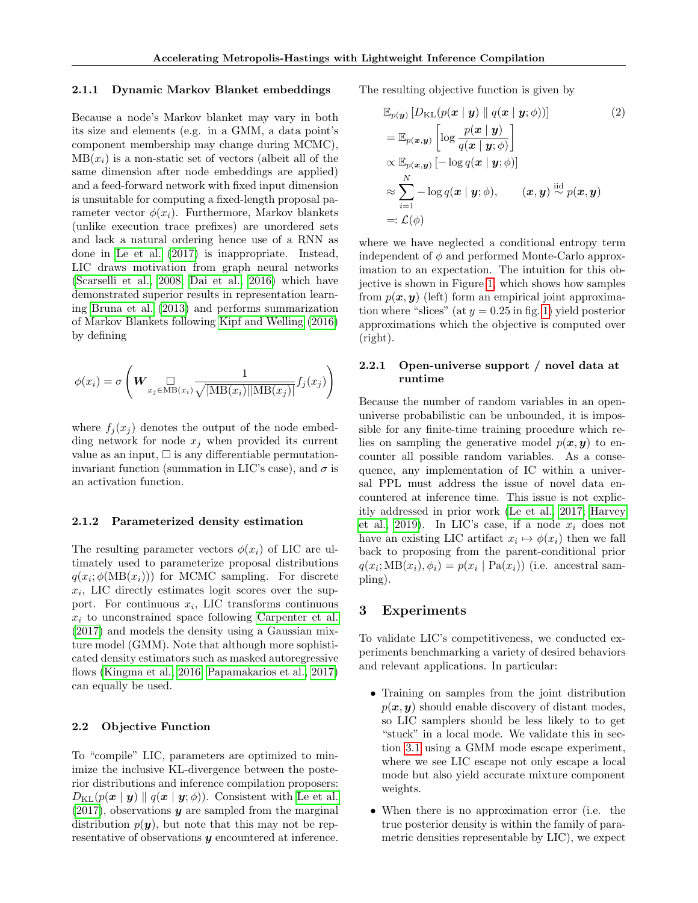### 2.1.1 Dynamic Markov Blanket embeddings

Because a node's Markov blanket may vary in both its size and elements (e.g. in a GMM, a data point's component membership may change during MCMC), $\text{MB}(x_i)$ is a non-static set of vectors (albeit all of the same dimension after node embeddings are applied) and a feed-forward network with fixed input dimension is unsuitable for computing a fixed-length proposal parameter vector $\phi(x_i)$. Furthermore, Markov blankets (unlike execution trace prefixes) are unordered sets and lack a natural ordering hence use of a RNN as done in Le et al. (2017) is inappropriate. Instead, LIC draws motivation from graph neural networks (Scarselli et al., 2008; Dai et al., 2016) which have demonstrated superior results in representation learning Bruna et al. (2013) and performs summarization of Markov Blankets following Kipf and Welling (2016) by defining

$$\phi(x_i) = \sigma\left(\boldsymbol{W} \mathop{\square}_{x_j \in \text{MB}(x_i)} \frac{1}{\sqrt{|\text{MB}(x_i)||\text{MB}(x_j)|}} f_j(x_j)\right)$$

where $f_j(x_j)$ denotes the output of the node embedding network for node $x_j$ when provided its current value as an input, $\square$ is any differentiable permutation-invariant function (summation in LIC's case), and $\sigma$ is an activation function.

### 2.1.2 Parameterized density estimation

The resulting parameter vectors $\phi(x_i)$ of LIC are ultimately used to parameterize proposal distributions $q(x_i; \phi(\text{MB}(x_i)))$ for MCMC sampling. For discrete $x_i$, LIC directly estimates logit scores over the support. For continuous $x_i$, LIC transforms continuous $x_i$ to unconstrained space following Carpenter et al. (2017) and models the density using a Gaussian mixture model (GMM). Note that although more sophisticated density estimators such as masked autoregressive flows (Kingma et al., 2016; Papamakarios et al., 2017) can equally be used.

## 2.2 Objective Function

To "compile" LIC, parameters are optimized to minimize the inclusive KL-divergence between the posterior distributions and inference compilation proposers: $D_{\text{KL}}(p(\boldsymbol{x} \mid \boldsymbol{y}) \parallel q(\boldsymbol{x} \mid \boldsymbol{y}; \phi))$. Consistent with Le et al. (2017), observations $\boldsymbol{y}$ are sampled from the marginal distribution $p(\boldsymbol{y})$, but note that this may not be representative of observations $\boldsymbol{y}$ encountered at inference.

The resulting objective function is given by

$$\begin{aligned}
&\mathbb{E}_{p(\boldsymbol{y})}\left[D_{\text{KL}}(p(\boldsymbol{x} \mid \boldsymbol{y}) \parallel q(\boldsymbol{x} \mid \boldsymbol{y}; \phi))\right] \qquad (2)\\
&= \mathbb{E}_{p(\boldsymbol{x},\boldsymbol{y})}\left[\log \frac{p(\boldsymbol{x} \mid \boldsymbol{y})}{q(\boldsymbol{x} \mid \boldsymbol{y}; \phi)}\right]\\
&\propto \mathbb{E}_{p(\boldsymbol{x},\boldsymbol{y})}\left[-\log q(\boldsymbol{x} \mid \boldsymbol{y}; \phi)\right]\\
&\approx \sum_{i=1}^{N} -\log q(\boldsymbol{x} \mid \boldsymbol{y}; \phi), \qquad (\boldsymbol{x}, \boldsymbol{y}) \overset{\text{iid}}{\sim} p(\boldsymbol{x}, \boldsymbol{y})\\
&=: \mathcal{L}(\phi)
\end{aligned}$$

where we have neglected a conditional entropy term independent of $\phi$ and performed Monte-Carlo approximation to an expectation. The intuition for this objective is shown in Figure 1, which shows how samples from $p(\boldsymbol{x}, \boldsymbol{y})$ (left) form an empirical joint approximation where "slices" (at $y = 0.25$ in fig. 1) yield posterior approximations which the objective is computed over (right).

### 2.2.1 Open-universe support / novel data at runtime

Because the number of random variables in an open-universe probabilistic can be unbounded, it is impossible for any finite-time training procedure which relies on sampling the generative model $p(\boldsymbol{x}, \boldsymbol{y})$ to encounter all possible random variables. As a consequence, any implementation of IC within a universal PPL must address the issue of novel data encountered at inference time. This issue is not explicitly addressed in prior work (Le et al., 2017; Harvey et al., 2019). In LIC's case, if a node $x_i$ does not have an existing LIC artifact $x_i \mapsto \phi(x_i)$ then we fall back to proposing from the parent-conditional prior $q(x_i; \text{MB}(x_i), \phi_i) = p(x_i \mid \text{Pa}(x_i))$ (i.e. ancestral sampling).

# 3 Experiments

To validate LIC's competitiveness, we conducted experiments benchmarking a variety of desired behaviors and relevant applications. In particular:

- Training on samples from the joint distribution $p(\boldsymbol{x}, \boldsymbol{y})$ should enable discovery of distant modes, so LIC samplers should be less likely to to get "stuck" in a local mode. We validate this in section 3.1 using a GMM mode escape experiment, where we see LIC escape not only escape a local mode but also yield accurate mixture component weights.
- When there is no approximation error (i.e. the true posterior density is within the family of parametric densities representable by LIC), we expect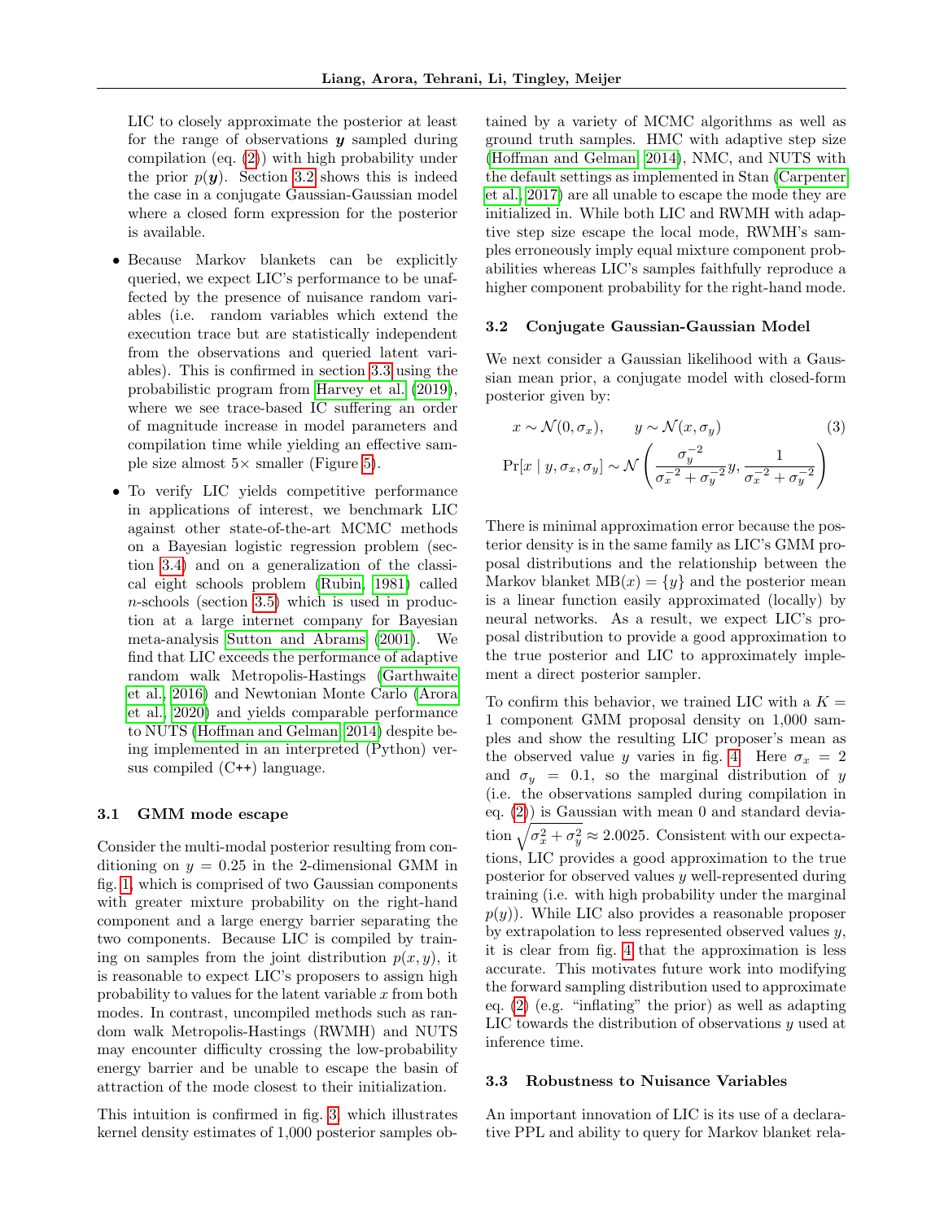LIC to closely approximate the posterior at least for the range of observations $\boldsymbol{y}$ sampled during compilation (eq. (2)) with high probability under the prior $p(\boldsymbol{y})$. Section 3.2 shows this is indeed the case in a conjugate Gaussian-Gaussian model where a closed form expression for the posterior is available.

- Because Markov blankets can be explicitly queried, we expect LIC's performance to be unaffected by the presence of nuisance random variables (i.e. random variables which extend the execution trace but are statistically independent from the observations and queried latent variables). This is confirmed in section 3.3 using the probabilistic program from Harvey et al. (2019), where we see trace-based IC suffering an order of magnitude increase in model parameters and compilation time while yielding an effective sample size almost 5× smaller (Figure 5).
- To verify LIC yields competitive performance in applications of interest, we benchmark LIC against other state-of-the-art MCMC methods on a Bayesian logistic regression problem (section 3.4) and on a generalization of the classical eight schools problem (Rubin, 1981) called $n$-schools (section 3.5) which is used in production at a large internet company for Bayesian meta-analysis Sutton and Abrams (2001). We find that LIC exceeds the performance of adaptive random walk Metropolis-Hastings (Garthwaite et al., 2016) and Newtonian Monte Carlo (Arora et al., 2020) and yields comparable performance to NUTS (Hoffman and Gelman, 2014) despite being implemented in an interpreted (Python) versus compiled (C++) language.

### 3.1 GMM mode escape

Consider the multi-modal posterior resulting from conditioning on $y = 0.25$ in the 2-dimensional GMM in fig. 1, which is comprised of two Gaussian components with greater mixture probability on the right-hand component and a large energy barrier separating the two components. Because LIC is compiled by training on samples from the joint distribution $p(x, y)$, it is reasonable to expect LIC's proposers to assign high probability to values for the latent variable $x$ from both modes. In contrast, uncompiled methods such as random walk Metropolis-Hastings (RWMH) and NUTS may encounter difficulty crossing the low-probability energy barrier and be unable to escape the basin of attraction of the mode closest to their initialization.

This intuition is confirmed in fig. 3, which illustrates kernel density estimates of 1,000 posterior samples obtained by a variety of MCMC algorithms as well as ground truth samples. HMC with adaptive step size (Hoffman and Gelman, 2014), NMC, and NUTS with the default settings as implemented in Stan (Carpenter et al., 2017) are all unable to escape the mode they are initialized in. While both LIC and RWMH with adaptive step size escape the local mode, RWMH's samples erroneously imply equal mixture component probabilities whereas LIC's samples faithfully reproduce a higher component probability for the right-hand mode.

### 3.2 Conjugate Gaussian-Gaussian Model

We next consider a Gaussian likelihood with a Gaussian mean prior, a conjugate model with closed-form posterior given by:

$$
\begin{aligned}
&x \sim \mathcal{N}(0, \sigma_x), \qquad y \sim \mathcal{N}(x, \sigma_y) &(3)\\
&\Pr[x \mid y, \sigma_x, \sigma_y] \sim \mathcal{N}\left(\frac{\sigma_y^{-2}}{\sigma_x^{-2} + \sigma_y^{-2}} y, \frac{1}{\sigma_x^{-2} + \sigma_y^{-2}}\right)
\end{aligned}
$$

There is minimal approximation error because the posterior density is in the same family as LIC's GMM proposal distributions and the relationship between the Markov blanket $\text{MB}(x) = \{y\}$ and the posterior mean is a linear function easily approximated (locally) by neural networks. As a result, we expect LIC's proposal distribution to provide a good approximation to the true posterior and LIC to approximately implement a direct posterior sampler.

To confirm this behavior, we trained LIC with a $K = 1$ component GMM proposal density on 1,000 samples and show the resulting LIC proposer's mean as the observed value $y$ varies in fig. 4. Here $\sigma_x = 2$ and $\sigma_y = 0.1$, so the marginal distribution of $y$ (i.e. the observations sampled during compilation in eq. (2)) is Gaussian with mean 0 and standard deviation $\sqrt{\sigma_x^2 + \sigma_y^2} \approx 2.0025$. Consistent with our expectations, LIC provides a good approximation to the true posterior for observed values $y$ well-represented during training (i.e. with high probability under the marginal $p(y)$). While LIC also provides a reasonable proposer by extrapolation to less represented observed values $y$, it is clear from fig. 4 that the approximation is less accurate. This motivates future work into modifying the forward sampling distribution used to approximate eq. (2) (e.g. "inflating" the prior) as well as adapting LIC towards the distribution of observations $y$ used at inference time.

### 3.3 Robustness to Nuisance Variables

An important innovation of LIC is its use of a declarative PPL and ability to query for Markov blanket rela-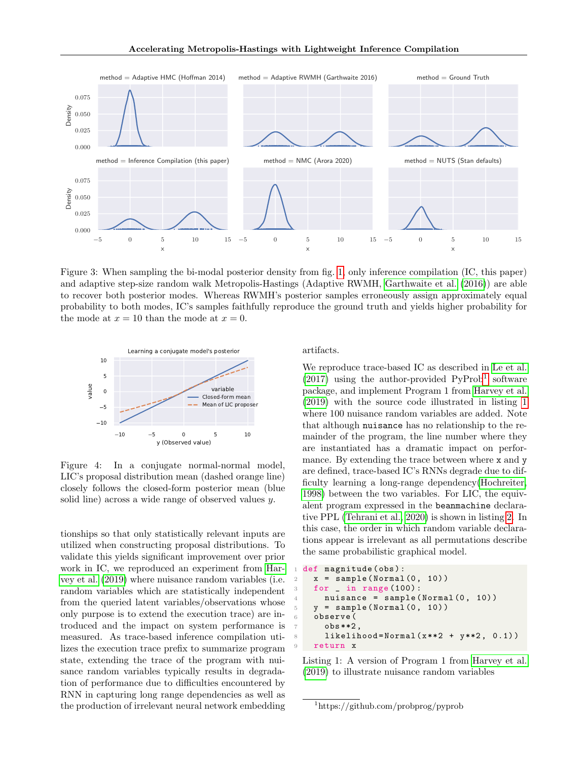Figure 3: When sampling the bi-modal posterior density from fig. 1, only inference compilation (IC, this paper) and adaptive step-size random walk Metropolis-Hastings (Adaptive RWMH, Garthwaite et al. (2016)) are able to recover both posterior modes. Whereas RWMH's posterior samples erroneously assign approximately equal probability to both modes, IC's samples faithfully reproduce the ground truth and yields higher probability for the mode at $x = 10$ than the mode at $x = 0$.

Figure 4: In a conjugate normal-normal model, LIC's proposal distribution mean (dashed orange line) closely follows the closed-form posterior mean (blue solid line) across a wide range of observed values $y$.

tionships so that only statistically relevant inputs are utilized when constructing proposal distributions. To validate this yields significant improvement over prior work in IC, we reproduced an experiment from Harvey et al. (2019) where nuisance random variables (i.e. random variables which are statistically independent from the queried latent variables/observations whose only purpose is to extend the execution trace) are introduced and the impact on system performance is measured. As trace-based inference compilation utilizes the execution trace prefix to summarize program state, extending the trace of the program with nuisance random variables typically results in degradation of performance due to difficulties encountered by RNN in capturing long range dependencies as well as the production of irrelevant neural network embedding artifacts.

We reproduce trace-based IC as described in Le et al. (2017) using the author-provided PyProb[1] software package, and implement Program 1 from Harvey et al. (2019) with the source code illustrated in listing 1 where 100 nuisance random variables are added. Note that although `nuisance` has no relationship to the remainder of the program, the line number where they are instantiated has a dramatic impact on performance. By extending the trace between where `x` and `y` are defined, trace-based IC's RNNs degrade due to difficulty learning a long-range dependency(Hochreiter, 1998) between the two variables. For LIC, the equivalent program expressed in the `beanmachine` declarative PPL (Tehrani et al., 2020) is shown in listing 2. In this case, the order in which random variable declarations appear is irrelevant as all permutations describe the same probabilistic graphical model.

```
def magnitude(obs):
  x = sample(Normal(0, 10))
  for _ in range(100):
    nuisance = sample(Normal(0, 10))
  y = sample(Normal(0, 10))
  observe(
    obs**2,
    likelihood=Normal(x**2 + y**2, 0.1))
  return x
```

Listing 1: A version of Program 1 from Harvey et al. (2019) to illustrate nuisance random variables

[1] https://github.com/probprog/pyprob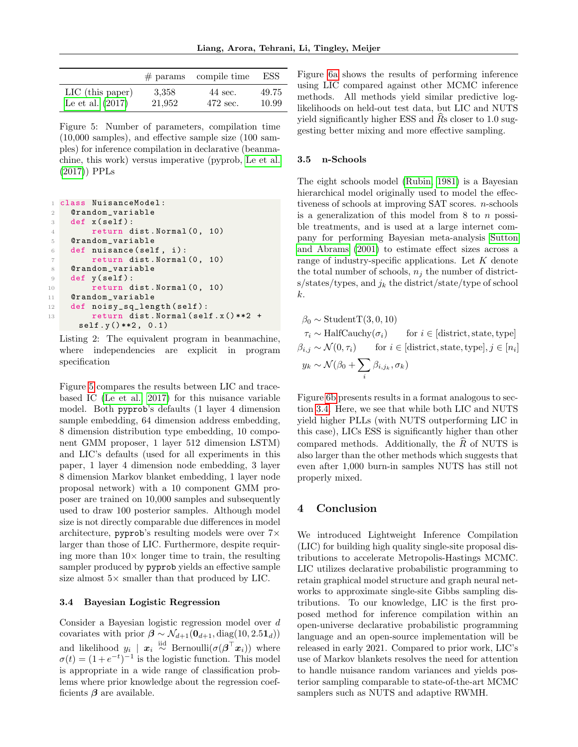|  | # params | compile time | ESS |
|---|---|---|---|
| LIC (this paper) | 3,358 | 44 sec. | 49.75 |
| Le et al. (2017) | 21,952 | 472 sec. | 10.99 |

Figure 5: Number of parameters, compilation time (10,000 samples), and effective sample size (100 samples) for inference compilation in declarative (beanmachine, this work) versus imperative (pyprob, Le et al. (2017)) PPLs

```python
class NuisanceModel:
  @random_variable
  def x(self):
      return dist.Normal(0, 10)
  @random_variable
  def nuisance(self, i):
      return dist.Normal(0, 10)
  @random_variable
  def y(self):
      return dist.Normal(0, 10)
  @random_variable
  def noisy_sq_length(self):
      return dist.Normal(self.x()**2 +
    self.y()**2, 0.1)
```

Listing 2: The equivalent program in beanmachine, where independencies are explicit in program specification

Figure 5 compares the results between LIC and trace-based IC (Le et al. 2017) for this nuisance variable model. Both pyprob's defaults (1 layer 4 dimension sample embedding, 64 dimension address embedding, 8 dimension distribution type embedding, 10 component GMM proposer, 1 layer 512 dimension LSTM) and LIC's defaults (used for all experiments in this paper, 1 layer 4 dimension node embedding, 3 layer 8 dimension Markov blanket embedding, 1 layer node proposal network) with a 10 component GMM proposer are trained on 10,000 samples and subsequently used to draw 100 posterior samples. Although model size is not directly comparable due differences in model architecture, pyprob's resulting models were over 7× larger than those of LIC. Furthermore, despite requiring more than 10× longer time to train, the resulting sampler produced by pyprob yields an effective sample size almost 5× smaller than that produced by LIC.

### 3.4 Bayesian Logistic Regression

Consider a Bayesian logistic regression model over $d$ covariates with prior $\boldsymbol{\beta} \sim \mathcal{N}_{d+1}(\mathbf{0}_{d+1}, \mathrm{diag}(10, 2.5\mathbf{1}_d))$ and likelihood $y_i \mid \boldsymbol{x}_i \overset{\text{iid}}{\sim} \text{Bernoulli}(\sigma(\boldsymbol{\beta}^\top \boldsymbol{x}_i))$ where $\sigma(t) = (1+e^{-t})^{-1}$ is the logistic function. This model is appropriate in a wide range of classification problems where prior knowledge about the regression coefficients $\boldsymbol{\beta}$ are available.

Figure 6a shows the results of performing inference using LIC compared against other MCMC inference methods. All methods yield similar predictive log-likelihoods on held-out test data, but LIC and NUTS yield significantly higher ESS and $\widehat{R}$s closer to 1.0 suggesting better mixing and more effective sampling.

### 3.5 n-Schools

The eight schools model (Rubin, 1981) is a Bayesian hierarchical model originally used to model the effectiveness of schools at improving SAT scores. $n$-schools is a generalization of this model from 8 to $n$ possible treatments, and is used at a large internet company for performing Bayesian meta-analysis Sutton and Abrams (2001) to estimate effect sizes across a range of industry-specific applications. Let $K$ denote the total number of schools, $n_j$ the number of districts/states/types, and $j_k$ the district/state/type of school $k$.

$$
\begin{aligned}
\beta_0 &\sim \text{StudentT}(3, 0, 10) \\
\tau_i &\sim \text{HalfCauchy}(\sigma_i) \qquad \text{for } i \in [\text{district}, \text{state}, \text{type}] \\
\beta_{i,j} &\sim \mathcal{N}(0, \tau_i) \qquad \text{for } i \in [\text{district}, \text{state}, \text{type}], j \in [n_i] \\
y_k &\sim \mathcal{N}(\beta_0 + \sum_i \beta_{i,j_k}, \sigma_k)
\end{aligned}
$$

Figure 6b presents results in a format analogous to section 3.4. Here, we see that while both LIC and NUTS yield higher PLLs (with NUTS outperforming LIC in this case), LICs ESS is significantly higher than other compared methods. Additionally, the $\widehat{R}$ of NUTS is also larger than the other methods which suggests that even after 1,000 burn-in samples NUTS has still not properly mixed.

## 4 Conclusion

We introduced Lightweight Inference Compilation (LIC) for building high quality single-site proposal distributions to accelerate Metropolis-Hastings MCMC. LIC utilizes declarative probabilistic programming to retain graphical model structure and graph neural networks to approximate single-site Gibbs sampling distributions. To our knowledge, LIC is the first proposed method for inference compilation within an open-universe declarative probabilistic programming language and an open-source implementation will be released in early 2021. Compared to prior work, LIC's use of Markov blankets resolves the need for attention to handle nuisance random variances and yields posterior sampling comparable to state-of-the-art MCMC samplers such as NUTS and adaptive RWMH.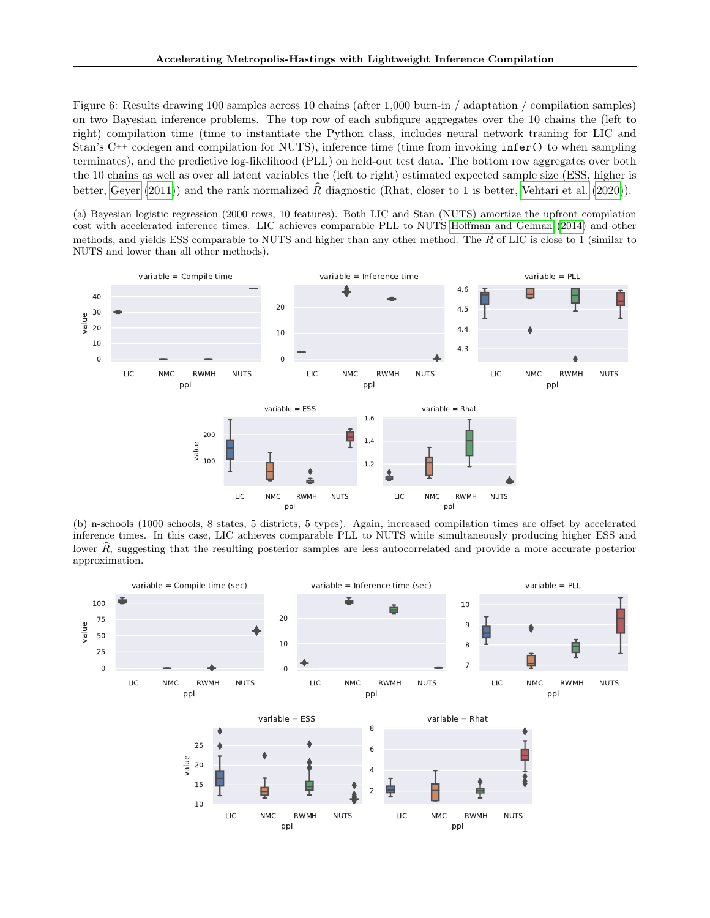Figure 6: Results drawing 100 samples across 10 chains (after 1,000 burn-in / adaptation / compilation samples) on two Bayesian inference problems. The top row of each subfigure aggregates over the 10 chains the (left to right) compilation time (time to instantiate the Python class, includes neural network training for LIC and Stan's C++ codegen and compilation for NUTS), inference time (time from invoking `infer()` to when sampling terminates), and the predictive log-likelihood (PLL) on held-out test data. The bottom row aggregates over both the 10 chains as well as over all latent variables the (left to right) estimated expected sample size (ESS, higher is better, Geyer (2011)) and the rank normalized $\widehat{R}$ diagnostic (Rhat, closer to 1 is better, Vehtari et al. (2020)).

(a) Bayesian logistic regression (2000 rows, 10 features). Both LIC and Stan (NUTS) amortize the upfront compilation cost with accelerated inference times. LIC achieves comparable PLL to NUTS Hoffman and Gelman (2014) and other methods, and yields ESS comparable to NUTS and higher than any other method. The $\widehat{R}$ of LIC is close to 1 (similar to NUTS and lower than all other methods).

(b) n-schools (1000 schools, 8 states, 5 districts, 5 types). Again, increased compilation times are offset by accelerated inference times. In this case, LIC achieves comparable PLL to NUTS while simultaneously producing higher ESS and lower $\widehat{R}$, suggesting that the resulting posterior samples are less autocorrelated and provide a more accurate posterior approximation.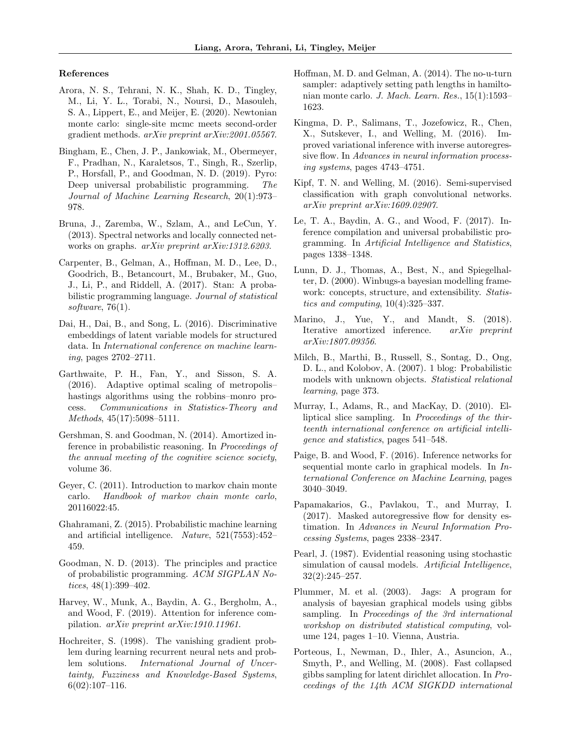### References

Arora, N. S., Tehrani, N. K., Shah, K. D., Tingley, M., Li, Y. L., Torabi, N., Noursi, D., Masouleh, S. A., Lippert, E., and Meijer, E. (2020). Newtonian monte carlo: single-site mcmc meets second-order gradient methods. *arXiv preprint arXiv:2001.05567*.

Bingham, E., Chen, J. P., Jankowiak, M., Obermeyer, F., Pradhan, N., Karaletsos, T., Singh, R., Szerlip, P., Horsfall, P., and Goodman, N. D. (2019). Pyro: Deep universal probabilistic programming. *The Journal of Machine Learning Research*, 20(1):973–978.

Bruna, J., Zaremba, W., Szlam, A., and LeCun, Y. (2013). Spectral networks and locally connected networks on graphs. *arXiv preprint arXiv:1312.6203*.

Carpenter, B., Gelman, A., Hoffman, M. D., Lee, D., Goodrich, B., Betancourt, M., Brubaker, M., Guo, J., Li, P., and Riddell, A. (2017). Stan: A probabilistic programming language. *Journal of statistical software*, 76(1).

Dai, H., Dai, B., and Song, L. (2016). Discriminative embeddings of latent variable models for structured data. In *International conference on machine learning*, pages 2702–2711.

Garthwaite, P. H., Fan, Y., and Sisson, S. A. (2016). Adaptive optimal scaling of metropolis–hastings algorithms using the robbins–monro process. *Communications in Statistics-Theory and Methods*, 45(17):5098–5111.

Gershman, S. and Goodman, N. (2014). Amortized inference in probabilistic reasoning. In *Proceedings of the annual meeting of the cognitive science society*, volume 36.

Geyer, C. (2011). Introduction to markov chain monte carlo. *Handbook of markov chain monte carlo*, 20116022:45.

Ghahramani, Z. (2015). Probabilistic machine learning and artificial intelligence. *Nature*, 521(7553):452–459.

Goodman, N. D. (2013). The principles and practice of probabilistic programming. *ACM SIGPLAN Notices*, 48(1):399–402.

Harvey, W., Munk, A., Baydin, A. G., Bergholm, A., and Wood, F. (2019). Attention for inference compilation. *arXiv preprint arXiv:1910.11961*.

Hochreiter, S. (1998). The vanishing gradient problem during learning recurrent neural nets and problem solutions. *International Journal of Uncertainty, Fuzziness and Knowledge-Based Systems*, 6(02):107–116.

Hoffman, M. D. and Gelman, A. (2014). The no-u-turn sampler: adaptively setting path lengths in hamiltonian monte carlo. *J. Mach. Learn. Res.*, 15(1):1593–1623.

Kingma, D. P., Salimans, T., Jozefowicz, R., Chen, X., Sutskever, I., and Welling, M. (2016). Improved variational inference with inverse autoregressive flow. In *Advances in neural information processing systems*, pages 4743–4751.

Kipf, T. N. and Welling, M. (2016). Semi-supervised classification with graph convolutional networks. *arXiv preprint arXiv:1609.02907*.

Le, T. A., Baydin, A. G., and Wood, F. (2017). Inference compilation and universal probabilistic programming. In *Artificial Intelligence and Statistics*, pages 1338–1348.

Lunn, D. J., Thomas, A., Best, N., and Spiegelhalter, D. (2000). Winbugs-a bayesian modelling framework: concepts, structure, and extensibility. *Statistics and computing*, 10(4):325–337.

Marino, J., Yue, Y., and Mandt, S. (2018). Iterative amortized inference. *arXiv preprint arXiv:1807.09356*.

Milch, B., Marthi, B., Russell, S., Sontag, D., Ong, D. L., and Kolobov, A. (2007). 1 blog: Probabilistic models with unknown objects. *Statistical relational learning*, page 373.

Murray, I., Adams, R., and MacKay, D. (2010). Elliptical slice sampling. In *Proceedings of the thirteenth international conference on artificial intelligence and statistics*, pages 541–548.

Paige, B. and Wood, F. (2016). Inference networks for sequential monte carlo in graphical models. In *International Conference on Machine Learning*, pages 3040–3049.

Papamakarios, G., Pavlakou, T., and Murray, I. (2017). Masked autoregressive flow for density estimation. In *Advances in Neural Information Processing Systems*, pages 2338–2347.

Pearl, J. (1987). Evidential reasoning using stochastic simulation of causal models. *Artificial Intelligence*, 32(2):245–257.

Plummer, M. et al. (2003). Jags: A program for analysis of bayesian graphical models using gibbs sampling. In *Proceedings of the 3rd international workshop on distributed statistical computing*, volume 124, pages 1–10. Vienna, Austria.

Porteous, I., Newman, D., Ihler, A., Asuncion, A., Smyth, P., and Welling, M. (2008). Fast collapsed gibbs sampling for latent dirichlet allocation. In *Proceedings of the 14th ACM SIGKDD international*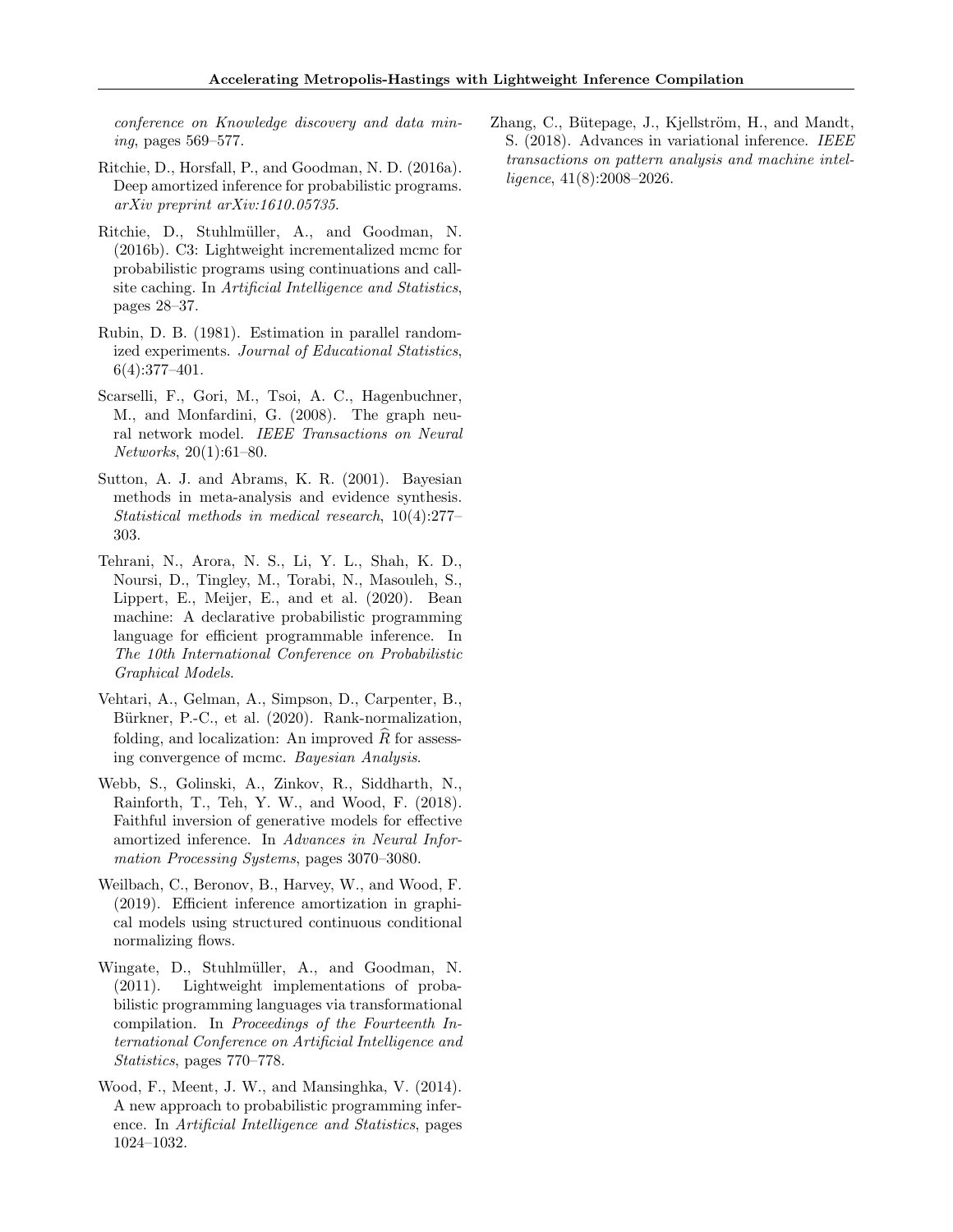*conference on Knowledge discovery and data mining*, pages 569–577.

Ritchie, D., Horsfall, P., and Goodman, N. D. (2016a). Deep amortized inference for probabilistic programs. *arXiv preprint arXiv:1610.05735*.

Ritchie, D., Stuhlmüller, A., and Goodman, N. (2016b). C3: Lightweight incrementalized mcmc for probabilistic programs using continuations and callsite caching. In *Artificial Intelligence and Statistics*, pages 28–37.

Rubin, D. B. (1981). Estimation in parallel randomized experiments. *Journal of Educational Statistics*, 6(4):377–401.

Scarselli, F., Gori, M., Tsoi, A. C., Hagenbuchner, M., and Monfardini, G. (2008). The graph neural network model. *IEEE Transactions on Neural Networks*, 20(1):61–80.

Sutton, A. J. and Abrams, K. R. (2001). Bayesian methods in meta-analysis and evidence synthesis. *Statistical methods in medical research*, 10(4):277–303.

Tehrani, N., Arora, N. S., Li, Y. L., Shah, K. D., Noursi, D., Tingley, M., Torabi, N., Masouleh, S., Lippert, E., Meijer, E., and et al. (2020). Bean machine: A declarative probabilistic programming language for efficient programmable inference. In *The 10th International Conference on Probabilistic Graphical Models*.

Vehtari, A., Gelman, A., Simpson, D., Carpenter, B., Bürkner, P.-C., et al. (2020). Rank-normalization, folding, and localization: An improved $\widehat{R}$ for assessing convergence of mcmc. *Bayesian Analysis*.

Webb, S., Golinski, A., Zinkov, R., Siddharth, N., Rainforth, T., Teh, Y. W., and Wood, F. (2018). Faithful inversion of generative models for effective amortized inference. In *Advances in Neural Information Processing Systems*, pages 3070–3080.

Weilbach, C., Beronov, B., Harvey, W., and Wood, F. (2019). Efficient inference amortization in graphical models using structured continuous conditional normalizing flows.

Wingate, D., Stuhlmüller, A., and Goodman, N. (2011). Lightweight implementations of probabilistic programming languages via transformational compilation. In *Proceedings of the Fourteenth International Conference on Artificial Intelligence and Statistics*, pages 770–778.

Wood, F., Meent, J. W., and Mansinghka, V. (2014). A new approach to probabilistic programming inference. In *Artificial Intelligence and Statistics*, pages 1024–1032.

Zhang, C., Bütepage, J., Kjellström, H., and Mandt, S. (2018). Advances in variational inference. *IEEE transactions on pattern analysis and machine intelligence*, 41(8):2008–2026.